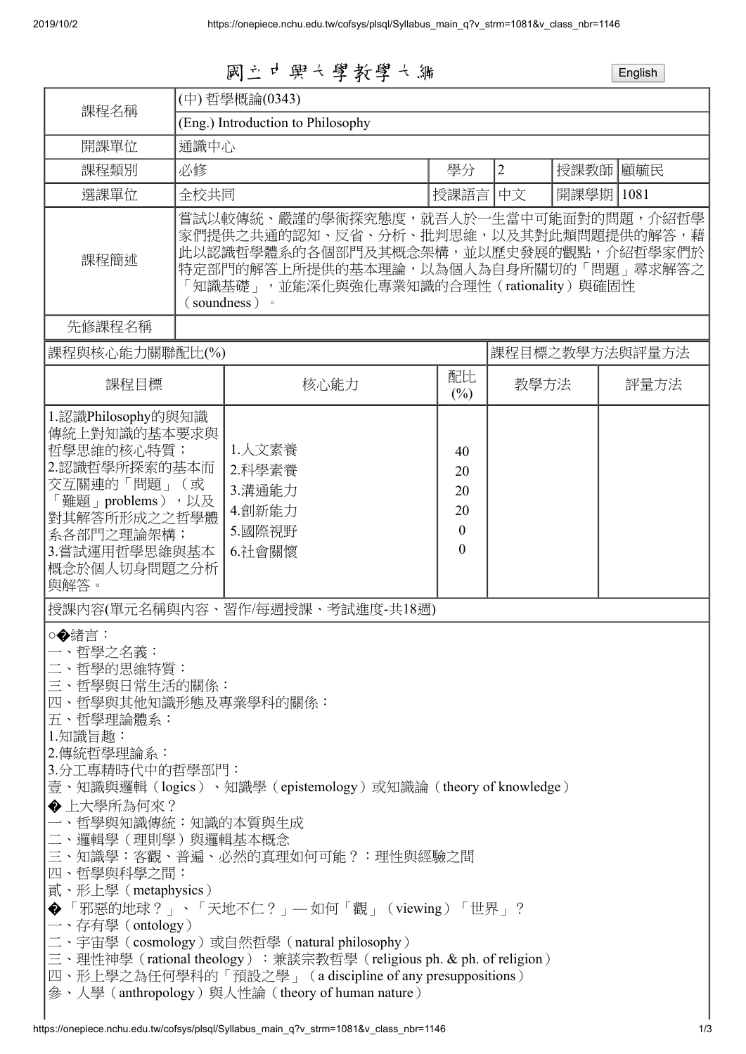# 國立中興大學教學大綱

English

| 課程名稱 | (中) 哲學概論(0343) | | | | |
|---|---|---|---|---|---|
| | (Eng.) Introduction to Philosophy | | | | |
| 開課單位 | 通識中心 | | | | |
| 課程類別 | 必修 | 學分 | 2 | 授課教師 | 顧毓民 |
| 選課單位 | 全校共同 | 授課語言 | 中文 | 開課學期 | 1081 |
| 課程簡述 | 嘗試以較傳統、嚴謹的學術探究態度，就吾人於一生當中可能面對的問題，介紹哲學家們提供之共通的認知、反省、分析、批判思維，以及其對此類問題提供的解答，藉此以認識哲學體系的各個部門及其概念架構，並以歷史發展的觀點，介紹哲學家們於特定部門的解答上所提供的基本理論，以為個人為自身所關切的「問題」尋求解答之「知識基礎」，並能深化與強化專業知識的合理性（rationality）與確固性（soundness）。 | | | | |
| 先修課程名稱 | | | | | |

| 課程與核心能力關聯配比(%) | | | 課程目標之教學方法與評量方法 | |
|---|---|---|---|---|
| 課程目標 | 核心能力 | 配比(%) | 教學方法 | 評量方法 |
| 1.認識Philosophy的與知識傳統上對知識的基本要求與哲學思維的核心特質；<br>2.認識哲學所探索的基本而交互關連的「問題」（或「難題」problems），以及對其解答所形成之之哲學體系各部門之理論架構；<br>3.嘗試運用哲學思維與基本概念於個人切身問題之分析與解答。 | 1.人文素養<br>2.科學素養<br>3.溝通能力<br>4.創新能力<br>5.國際視野<br>6.社會關懷 | 40<br>20<br>20<br>20<br>0<br>0 | | |

授課內容(單元名稱與內容、習作/每週授課、考試進度-共18週)

○�緒言：
一、哲學之名義：
二、哲學的思維特質：
三、哲學與日常生活的關係：
四、哲學與其他知識形態及專業學科的關係：
五、哲學理論體系：
1.知識旨趣：
2.傳統哲學理論系：
3.分工專精時代中的哲學部門：
壹、知識與邏輯（logics）、知識學（epistemology）或知識論（theory of knowledge）
� 上大學所為何來？
一、哲學與知識傳統：知識的本質與生成
二、邏輯學（理則學）與邏輯基本概念
三、知識學：客觀、普遍、必然的真理如何可能？：理性與經驗之間
四、哲學與科學之間：
貳、形上學（metaphysics）
� 「邪惡的地球？」、「天地不仁？」— 如何「觀」（viewing）「世界」？
一、存有學（ontology）
二、宇宙學（cosmology）或自然哲學（natural philosophy）
三、理性神學（rational theology）：兼談宗教哲學（religious ph. & ph. of religion）
四、形上學之為任何學科的「預設之學」（a discipline of any presuppositions）
參、人學（anthropology）與人性論（theory of human nature）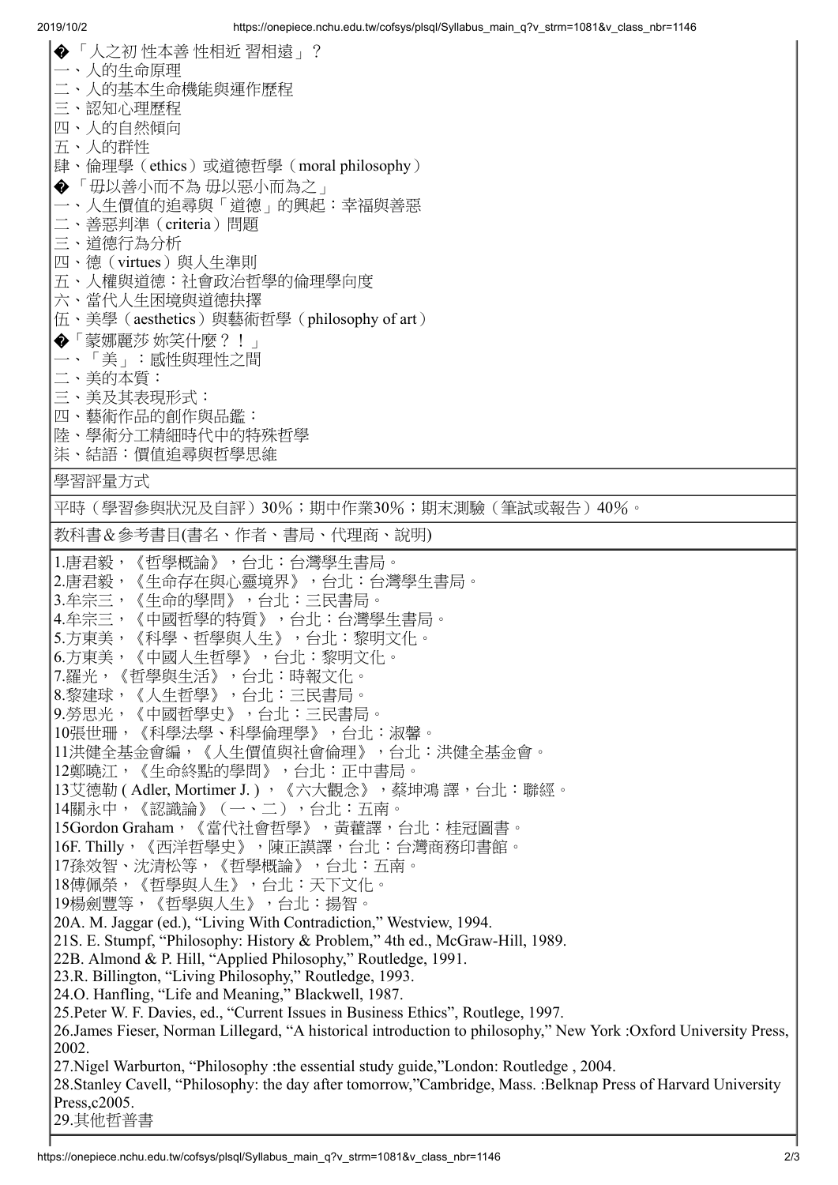�「人之初 性本善 性相近 習相遠」？
一、人的生命原理
二、人的基本生命機能與運作歷程
三、認知心理歷程
四、人的自然傾向
五、人的群性
肆、倫理學（ethics）或道德哲學（moral philosophy）
�「毋以善小而不為 毋以惡小而為之」
一、人生價值的追尋與「道德」的興起：幸福與善惡
二、善惡判準（criteria）問題
三、道德行為分析
四、德（virtues）與人生準則
五、人權與道德：社會政治哲學的倫理學向度
六、當代人生困境與道德抉擇
伍、美學（aesthetics）與藝術哲學（philosophy of art）
�「蒙娜麗莎 妳笑什麼？！」
一、「美」：感性與理性之間
二、美的本質：
三、美及其表現形式：
四、藝術作品的創作與品鑑：
陸、學術分工精細時代中的特殊哲學
柒、結語：價值追尋與哲學思維

| 學習評量方式 |
| --- |
| 平時（學習參與狀況及自評）30%；期中作業30%；期末測驗（筆試或報告）40%。 |

| 教科書＆參考書目(書名、作者、書局、代理商、說明) |
| --- |

1.唐君毅，《哲學概論》，台北：台灣學生書局。
2.唐君毅，《生命存在與心靈境界》，台北：台灣學生書局。
3.牟宗三，《生命的學問》，台北：三民書局。
4.牟宗三，《中國哲學的特質》，台北：台灣學生書局。
5.方東美，《科學、哲學與人生》，台北：黎明文化。
6.方東美，《中國人生哲學》，台北：黎明文化。
7.羅光，《哲學與生活》，台北：時報文化。
8.黎建球，《人生哲學》，台北：三民書局。
9.勞思光，《中國哲學史》，台北：三民書局。
10張世珊，《科學法學、科學倫理學》，台北：淑馨。
11洪健全基金會編，《人生價值與社會倫理》，台北：洪健全基金會。
12鄭曉江，《生命終點的學問》，台北：正中書局。
13艾德勒 ( Adler, Mortimer J. ) ，《六大觀念》，蔡坤鴻 譯，台北：聯經。
14關永中，《認識論》（一、二），台北：五南。
15Gordon Graham，《當代社會哲學》，黃藿譯，台北：桂冠圖書。
16F. Thilly，《西洋哲學史》，陳正謨譯，台北：台灣商務印書館。
17孫效智、沈清松等，《哲學概論》，台北：五南。
18傅佩榮，《哲學與人生》，台北：天下文化。
19楊劍豐等，《哲學與人生》，台北：揚智。
20A. M. Jaggar (ed.), “Living With Contradiction,” Westview, 1994.
21S. E. Stumpf, “Philosophy: History & Problem,” 4th ed., McGraw-Hill, 1989.
22B. Almond & P. Hill, “Applied Philosophy,” Routledge, 1991.
23.R. Billington, “Living Philosophy,” Routledge, 1993.
24.O. Hanfling, “Life and Meaning,” Blackwell, 1987.
25.Peter W. F. Davies, ed., “Current Issues in Business Ethics”, Routlege, 1997.
26.James Fieser, Norman Lillegard, “A historical introduction to philosophy,” New York :Oxford University Press, 2002.
27.Nigel Warburton, “Philosophy :the essential study guide,”London: Routledge , 2004.
28.Stanley Cavell, “Philosophy: the day after tomorrow,”Cambridge, Mass. :Belknap Press of Harvard University Press,c2005.
29.其他哲普書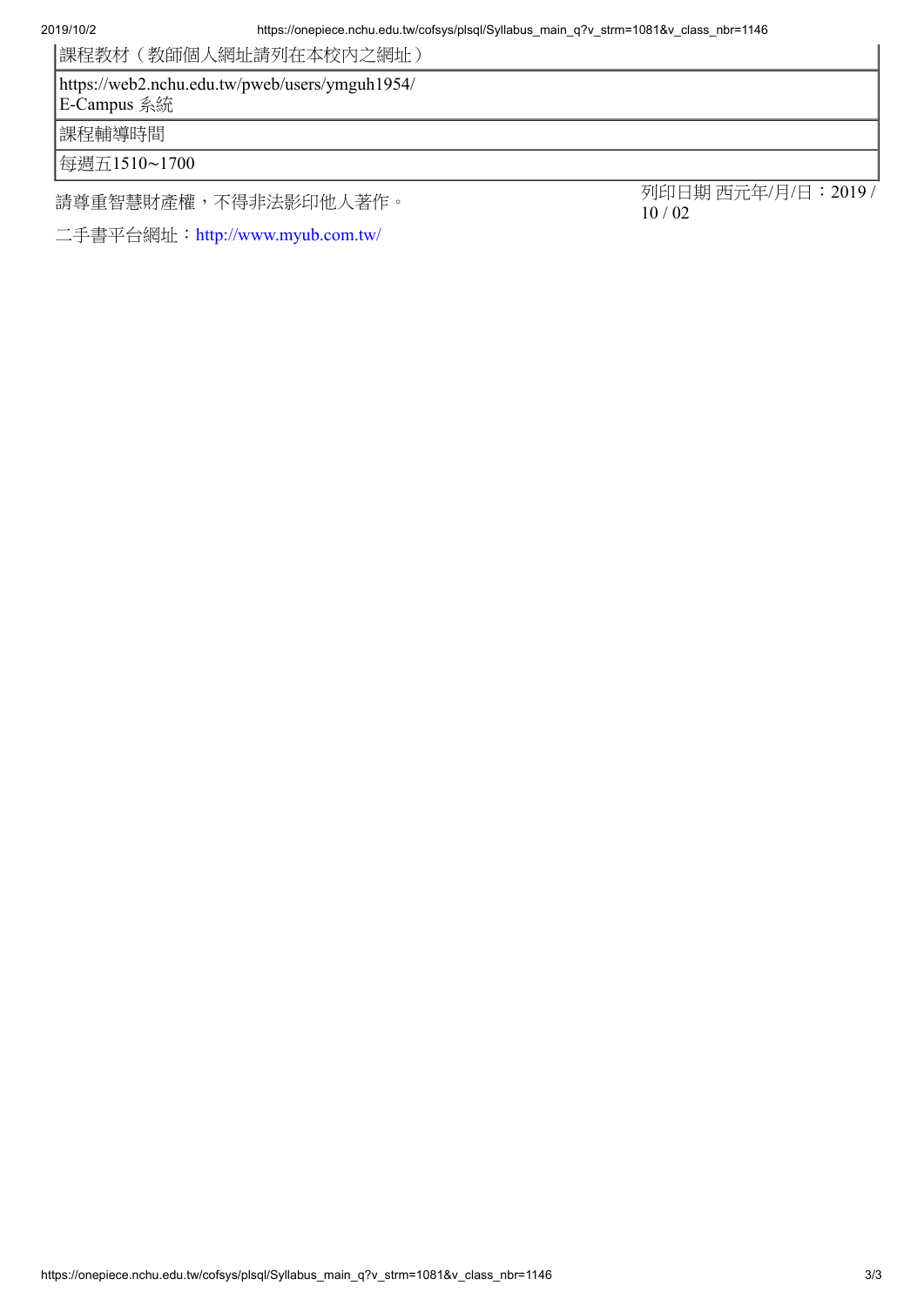| |
|---|
| 課程教材（教師個人網址請列在本校內之網址） |
| https://web2.nchu.edu.tw/pweb/users/ymguh1954/ E-Campus 系統 |
| 課程輔導時間 |
| 每週五1510~1700 |

請尊重智慧財產權，不得非法影印他人著作。

列印日期 西元年/月/日：2019 / 10 / 02

二手書平台網址：http://www.myub.com.tw/